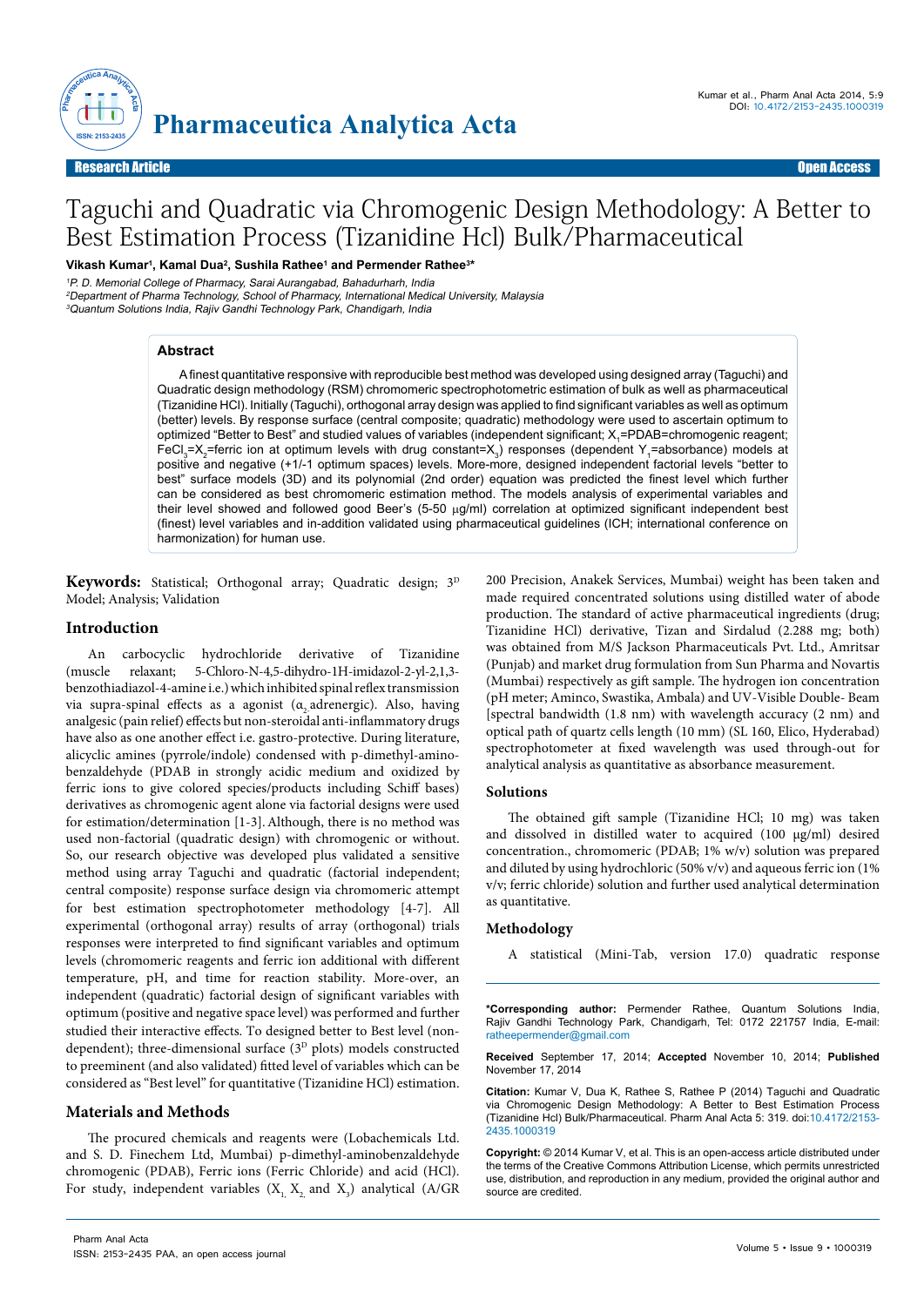**Research Article** **Open Access**

# Taguchi and Quadratic via Chromogenic Design Methodology: A Better to Best Estimation Process (Tizanidine Hcl) Bulk/Pharmaceutical

**Vikash Kumar[1], Kamal Dua[2], Sushila Rathee[1] and Permender Rathee[3]***

*[1]P. D. Memorial College of Pharmacy, Sarai Aurangabad, Bahadurharh, India*
*[2]Department of Pharma Technology, School of Pharmacy, International Medical University, Malaysia*
*[3]Quantum Solutions India, Rajiv Gandhi Technology Park, Chandigarh, India*

## Abstract

A finest quantitative responsive with reproducible best method was developed using designed array (Taguchi) and Quadratic design methodology (RSM) chromomeric spectrophotometric estimation of bulk as well as pharmaceutical (Tizanidine HCl). Initially (Taguchi), orthogonal array design was applied to find significant variables as well as optimum (better) levels. By response surface (central composite; quadratic) methodology were used to ascertain optimum to optimized "Better to Best" and studied values of variables (independent significant; $X_1$=PDAB=chromogenic reagent; $FeCl_3$=$X_2$=ferric ion at optimum levels with drug constant=$X_3$) responses (dependent $Y_1$=absorbance) models at positive and negative (+1/-1 optimum spaces) levels. More-more, designed independent factorial levels "better to best" surface models (3D) and its polynomial (2nd order) equation was predicted the finest level which further can be considered as best chromomeric estimation method. The models analysis of experimental variables and their level showed and followed good Beer's (5-50 μg/ml) correlation at optimized significant independent best (finest) level variables and in-addition validated using pharmaceutical guidelines (ICH; international conference on harmonization) for human use.

**Keywords:** Statistical; Orthogonal array; Quadratic design; $3^D$ Model; Analysis; Validation

## Introduction

An carbocyclic hydrochloride derivative of Tizanidine (muscle relaxant; 5-Chloro-N-4,5-dihydro-1H-imidazol-2-yl-2,1,3-benzothiadiazol-4-amine i.e.) which inhibited spinal reflex transmission via supra-spinal effects as a agonist ($\alpha_2$ adrenergic). Also, having analgesic (pain relief) effects but non-steroidal anti-inflammatory drugs have also as one another effect i.e. gastro-protective. During literature, alicyclic amines (pyrrole/indole) condensed with p-dimethyl-amino-benzaldehyde (PDAB in strongly acidic medium and oxidized by ferric ions to give colored species/products including Schiff bases) derivatives as chromogenic agent alone via factorial designs were used for estimation/determination [1-3]. Although, there is no method was used non-factorial (quadratic design) with chromogenic or without. So, our research objective was developed plus validated a sensitive method using array Taguchi and quadratic (factorial independent; central composite) response surface design via chromomeric attempt for best estimation spectrophotometer methodology [4-7]. All experimental (orthogonal array) results of array (orthogonal) trials responses were interpreted to find significant variables and optimum levels (chromomeric reagents and ferric ion additional with different temperature, pH, and time for reaction stability. More-over, an independent (quadratic) factorial design of significant variables with optimum (positive and negative space level) was performed and further studied their interactive effects. To designed better to Best level (non-dependent); three-dimensional surface ($3^D$ plots) models constructed to preeminent (and also validated) fitted level of variables which can be considered as "Best level" for quantitative (Tizanidine HCl) estimation.

## Materials and Methods

The procured chemicals and reagents were (Lobachemicals Ltd. and S. D. Finechem Ltd, Mumbai) p-dimethyl-aminobenzaldehyde chromogenic (PDAB), Ferric ions (Ferric Chloride) and acid (HCl). For study, independent variables ($X_1$, $X_2$ and $X_3$) analytical (A/GR 200 Precision, Anakek Services, Mumbai) weight has been taken and made required concentrated solutions using distilled water of abode production. The standard of active pharmaceutical ingredients (drug; Tizanidine HCl) derivative, Tizan and Sirdalud (2.288 mg; both) was obtained from M/S Jackson Pharmaceuticals Pvt. Ltd., Amritsar (Punjab) and market drug formulation from Sun Pharma and Novartis (Mumbai) respectively as gift sample. The hydrogen ion concentration (pH meter; Aminco, Swastika, Ambala) and UV-Visible Double- Beam [spectral bandwidth (1.8 nm) with wavelength accuracy (2 nm) and optical path of quartz cells length (10 mm) (SL 160, Elico, Hyderabad) spectrophotometer at fixed wavelength was used through-out for analytical analysis as quantitative as absorbance measurement.

### Solutions

The obtained gift sample (Tizanidine HCl; 10 mg) was taken and dissolved in distilled water to acquired (100 μg/ml) desired concentration., chromomeric (PDAB; 1% w/v) solution was prepared and diluted by using hydrochloric (50% v/v) and aqueous ferric ion (1% v/v; ferric chloride) solution and further used analytical determination as quantitative.

### Methodology

A statistical (Mini-Tab, version 17.0) quadratic response

**\*Corresponding author:** Permender Rathee, Quantum Solutions India, Rajiv Gandhi Technology Park, Chandigarh, Tel: 0172 221757 India, E-mail: ratheepermender@gmail.com

**Received** September 17, 2014; **Accepted** November 10, 2014; **Published** November 17, 2014

**Citation:** Kumar V, Dua K, Rathee S, Rathee P (2014) Taguchi and Quadratic via Chromogenic Design Methodology: A Better to Best Estimation Process (Tizanidine Hcl) Bulk/Pharmaceutical. Pharm Anal Acta 5: 319. doi:10.4172/2153-2435.1000319

**Copyright:** © 2014 Kumar V, et al. This is an open-access article distributed under the terms of the Creative Commons Attribution License, which permits unrestricted use, distribution, and reproduction in any medium, provided the original author and source are credited.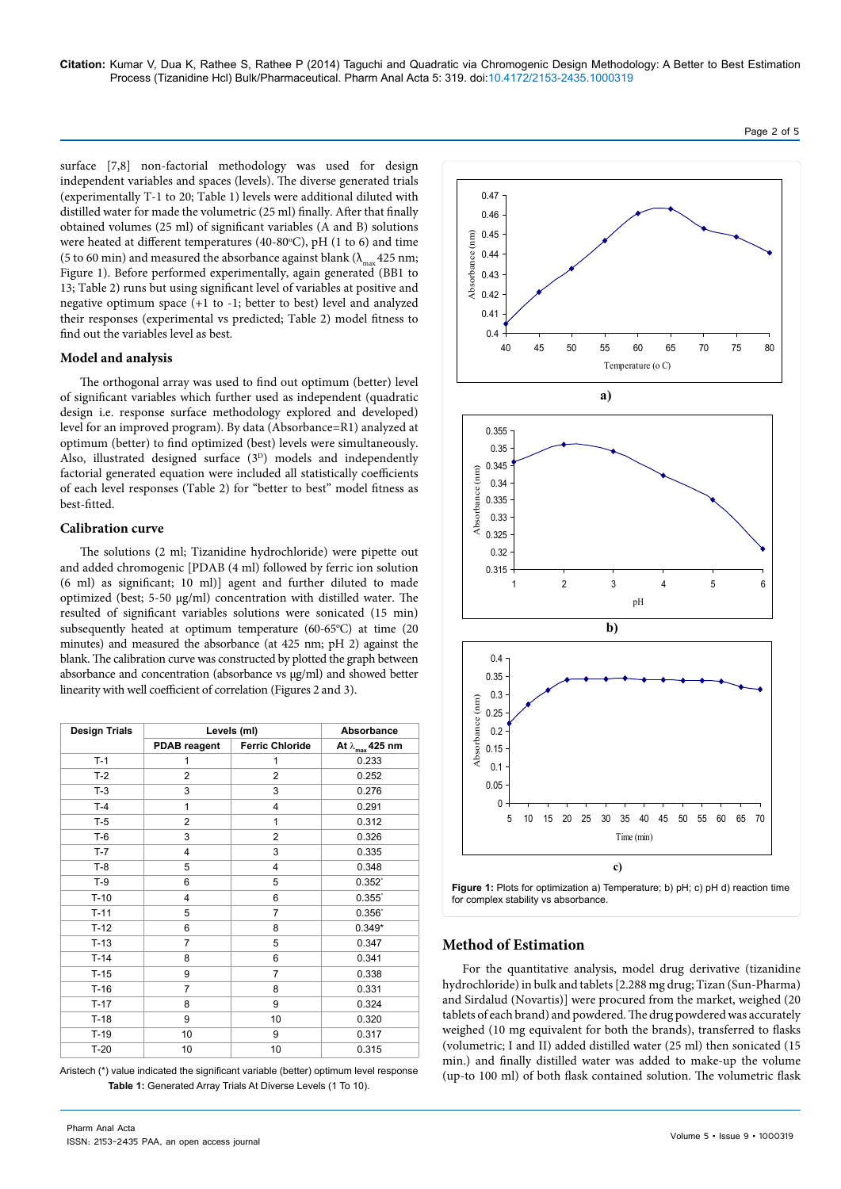surface [7,8] non-factorial methodology was used for design independent variables and spaces (levels). The diverse generated trials (experimentally T-1 to 20; Table 1) levels were additional diluted with distilled water for made the volumetric (25 ml) finally. After that finally obtained volumes (25 ml) of significant variables (A and B) solutions were heated at different temperatures (40-80°C), pH (1 to 6) and time (5 to 60 min) and measured the absorbance against blank ($\lambda_{max}$ 425 nm; Figure 1). Before performed experimentally, again generated (BB1 to 13; Table 2) runs but using significant level of variables at positive and negative optimum space (+1 to -1; better to best) level and analyzed their responses (experimental vs predicted; Table 2) model fitness to find out the variables level as best.

### Model and analysis

The orthogonal array was used to find out optimum (better) level of significant variables which further used as independent (quadratic design i.e. response surface methodology explored and developed) level for an improved program). By data (Absorbance=R1) analyzed at optimum (better) to find optimized (best) levels were simultaneously. Also, illustrated designed surface ($3^D$) models and independently factorial generated equation were included all statistically coefficients of each level responses (Table 2) for "better to best" model fitness as best-fitted.

### Calibration curve

The solutions (2 ml; Tizanidine hydrochloride) were pipette out and added chromogenic [PDAB (4 ml) followed by ferric ion solution (6 ml) as significant; 10 ml)] agent and further diluted to made optimized (best; 5-50 µg/ml) concentration with distilled water. The resulted of significant variables solutions were sonicated (15 min) subsequently heated at optimum temperature (60-65°C) at time (20 minutes) and measured the absorbance (at 425 nm; pH 2) against the blank. The calibration curve was constructed by plotted the graph between absorbance and concentration (absorbance vs µg/ml) and showed better linearity with well coefficient of correlation (Figures 2 and 3).

| Design Trials | Levels (ml) | | Absorbance |
|---|---|---|---|
| | PDAB reagent | Ferric Chloride | At $\lambda_{max}$ 425 nm |
| T-1 | 1 | 1 | 0.233 |
| T-2 | 2 | 2 | 0.252 |
| T-3 | 3 | 3 | 0.276 |
| T-4 | 1 | 4 | 0.291 |
| T-5 | 2 | 1 | 0.312 |
| T-6 | 3 | 2 | 0.326 |
| T-7 | 4 | 3 | 0.335 |
| T-8 | 5 | 4 | 0.348 |
| T-9 | 6 | 5 | 0.352* |
| T-10 | 4 | 6 | 0.355* |
| T-11 | 5 | 7 | 0.356* |
| T-12 | 6 | 8 | 0.349* |
| T-13 | 7 | 5 | 0.347 |
| T-14 | 8 | 6 | 0.341 |
| T-15 | 9 | 7 | 0.338 |
| T-16 | 7 | 8 | 0.331 |
| T-17 | 8 | 9 | 0.324 |
| T-18 | 9 | 10 | 0.320 |
| T-19 | 10 | 9 | 0.317 |
| T-20 | 10 | 10 | 0.315 |

Aristech (*) value indicated the significant variable (better) optimum level response

**Table 1:** Generated Array Trials At Diverse Levels (1 To 10).

**Figure 1:** Plots for optimization a) Temperature; b) pH; c) pH d) reaction time for complex stability vs absorbance.

## Method of Estimation

For the quantitative analysis, model drug derivative (tizanidine hydrochloride) in bulk and tablets [2.288 mg drug; Tizan (Sun-Pharma) and Sirdalud (Novartis)] were procured from the market, weighed (20 tablets of each brand) and powdered. The drug powdered was accurately weighed (10 mg equivalent for both the brands), transferred to flasks (volumetric; I and II) added distilled water (25 ml) then sonicated (15 min.) and finally distilled water was added to make-up the volume (up-to 100 ml) of both flask contained solution. The volumetric flask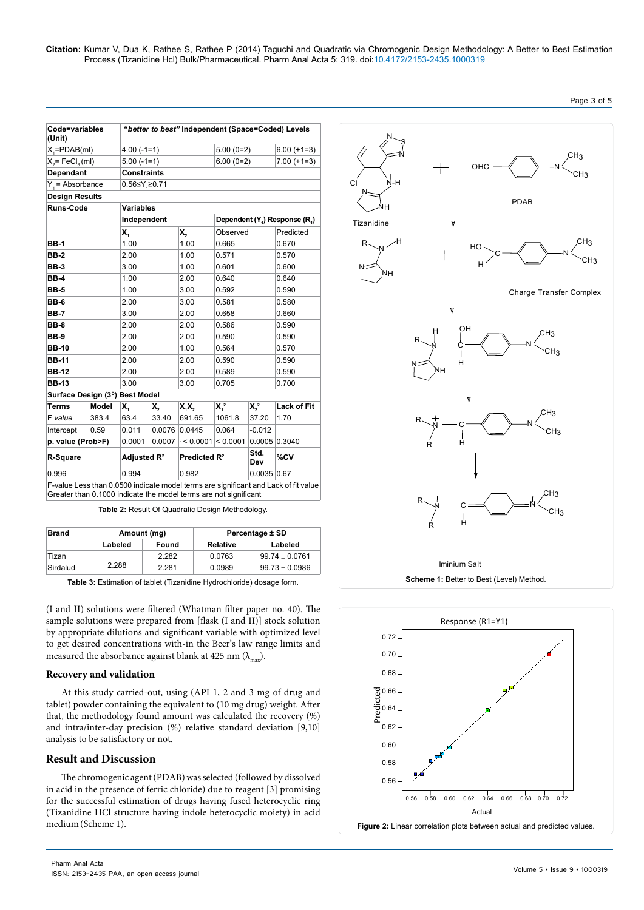| Code=variables (Unit) | "*better to best*" Independent (Space=Coded) Levels | | | | | | |
|---|---|---|---|---|---|---|---|
| $X_1$=PDAB(ml) | 4.00 (-1=1) | | | 5.00 (0=2) | | 6.00 (+1=3) | |
| $X_2$= $FeCl_3$ (ml) | 5.00 (-1=1) | | | 6.00 (0=2) | | 7.00 (+1=3) | |
| **Dependant** | **Constraints** | | | | | | |
| $Y_1$ = Absorbance | $0.56 \leq Y_1 \geq 0.71$ | | | | | | |
| **Design Results** | | | | | | | |
| **Runs-Code** | **Variables** | | | | | | |
| | **Independent** | | | **Dependent ($Y_1$) Response ($R_1$)** | | | |
| | $X_1$ | | $X_2$ | Observed | | Predicted | |
| **BB-1** | 1.00 | | 1.00 | 0.665 | | 0.670 | |
| **BB-2** | 2.00 | | 1.00 | 0.571 | | 0.570 | |
| **BB-3** | 3.00 | | 1.00 | 0.601 | | 0.600 | |
| **BB-4** | 1.00 | | 2.00 | 0.640 | | 0.640 | |
| **BB-5** | 1.00 | | 3.00 | 0.592 | | 0.590 | |
| **BB-6** | 2.00 | | 3.00 | 0.581 | | 0.580 | |
| **BB-7** | 3.00 | | 2.00 | 0.658 | | 0.660 | |
| **BB-8** | 2.00 | | 2.00 | 0.586 | | 0.590 | |
| **BB-9** | 2.00 | | 2.00 | 0.590 | | 0.590 | |
| **BB-10** | 2.00 | | 1.00 | 0.564 | | 0.570 | |
| **BB-11** | 2.00 | | 2.00 | 0.590 | | 0.590 | |
| **BB-12** | 2.00 | | 2.00 | 0.589 | | 0.590 | |
| **BB-13** | 3.00 | | 3.00 | 0.705 | | 0.700 | |
| **Surface Design ($3^D$) Best Model** | | | | | | | |
| **Terms** | **Model** | $X_1$ | $X_2$ | $X_1X_2$ | $X_1^2$ | $X_2^2$ | **Lack of Fit** |
| *F value* | 383.4 | 63.4 | 33.40 | 691.65 | 1061.8 | 37.20 | 1.70 |
| Intercept | 0.59 | 0.011 | 0.0076 | 0.0445 | 0.064 | -0.012 | |
| **p. value (Prob>F)** | | 0.0001 | 0.0007 | < 0.0001 | < 0.0001 | 0.0005 | 0.3040 |
| **R-Square** | | **Adjusted $R^2$** | | **Predicted $R^2$** | | **Std. Dev** | **%CV** |
| 0.996 | | 0.994 | | 0.982 | | 0.0035 | 0.67 |
| F-value Less than 0.0500 indicate model terms are significant and Lack of fit value Greater than 0.1000 indicate the model terms are not significant | | | | | | | |

**Table 2:** Result Of Quadratic Design Methodology.

| Brand | Amount (mg) | | Percentage ± SD | |
|---|---|---|---|---|
| | Labeled | Found | Relative | Labeled |
| Tizan | 2.288 | 2.282 | 0.0763 | 99.74 ± 0.0761 |
| Sirdalud | | 2.281 | 0.0989 | 99.73 ± 0.0986 |

**Table 3:** Estimation of tablet (Tizanidine Hydrochloride) dosage form.

(I and II) solutions were filtered (Whatman filter paper no. 40). The sample solutions were prepared from [flask (I and II)] stock solution by appropriate dilutions and significant variable with optimized level to get desired concentrations with-in the Beer's law range limits and measured the absorbance against blank at 425 nm ($\lambda_{max}$).

## Recovery and validation

At this study carried-out, using (API 1, 2 and 3 mg of drug and tablet) powder containing the equivalent to (10 mg drug) weight. After that, the methodology found amount was calculated the recovery (%) and intra/inter-day precision (%) relative standard deviation [9,10] analysis to be satisfactory or not.

## Result and Discussion

The chromogenic agent (PDAB) was selected (followed by dissolved in acid in the presence of ferric chloride) due to reagent [3] promising for the successful estimation of drugs having fused heterocyclic ring (Tizanidine HCl structure having indole heterocyclic moiety) in acid medium (Scheme 1).

**Scheme 1:** Better to Best (Level) Method.

**Figure 2:** Linear correlation plots between actual and predicted values.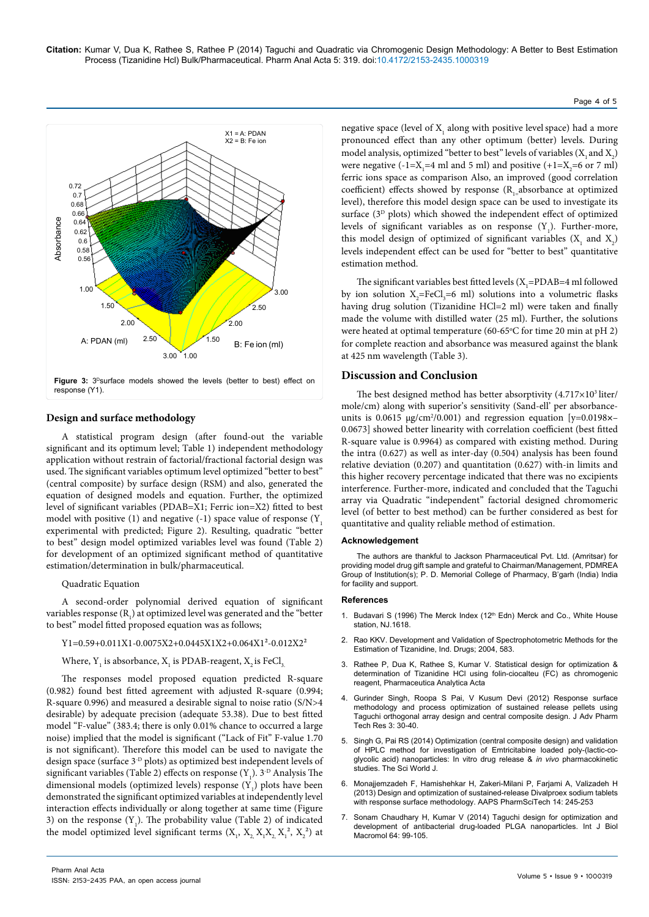Figure 3: $3^D$surface models showed the levels (better to best) effect on response (Y1).

## Design and surface methodology

A statistical program design (after found-out the variable significant and its optimum level; Table 1) independent methodology application without restrain of factorial/fractional factorial design was used. The significant variables optimum level optimized "better to best" (central composite) by surface design (RSM) and also, generated the equation of designed models and equation. Further, the optimized level of significant variables (PDAB=X1; Ferric ion=X2) fitted to best model with positive (1) and negative (-1) space value of response ($Y_1$ experimental with predicted; Figure 2). Resulting, quadratic "better to best" design model optimized variables level was found (Table 2) for development of an optimized significant method of quantitative estimation/determination in bulk/pharmaceutical.

Quadratic Equation

A second-order polynomial derived equation of significant variables response ($R_1$) at optimized level was generated and the "better to best" model fitted proposed equation was as follows;

$$Y1=0.59+0.011X1-0.0075X2+0.0445X1X2+0.064X1^2-0.012X2^2$$

Where, $Y_1$ is absorbance, $X_1$ is PDAB-reagent, $X_2$ is $FeCl_3$

The responses model proposed equation predicted R-square (0.982) found best fitted agreement with adjusted R-square (0.994; R-square 0.996) and measured a desirable signal to noise ratio (S/N>4 desirable) by adequate precision (adequate 53.38). Due to best fitted model "F-value" (383.4; there is only 0.01% chance to occurred a large noise) implied that the model is significant ("Lack of Fit" F-value 1.70 is not significant). Therefore this model can be used to navigate the design space (surface $3^{-D}$ plots) as optimized best independent levels of significant variables (Table 2) effects on response ($Y_1$). $3^{-D}$ Analysis The dimensional models (optimized levels) response ($Y_1$) plots have been demonstrated the significant optimized variables at independently level interaction effects individually or along together at same time (Figure 3) on the response ($Y_1$). The probability value (Table 2) of indicated the model optimized level significant terms ($X_1$, $X_2$, $X_1X_2$, $X_1^2$, $X_2^2$) at negative space (level of $X_1$ along with positive level space) had a more pronounced effect than any other optimum (better) levels. During model analysis, optimized "better to best" levels of variables ($X_1$ and $X_2$) were negative ($-1=X_1$=4 ml and 5 ml) and positive ($+1=X_2$=6 or 7 ml) ferric ions space as comparison Also, an improved (good correlation coefficient) effects showed by response ($R_1$=absorbance at optimized level), therefore this model design space can be used to investigate its surface ($3^D$ plots) which showed the independent effect of optimized levels of significant variables as on response ($Y_1$). Further-more, this model design of optimized of significant variables ($X_1$ and $X_2$) levels independent effect can be used for "better to best" quantitative estimation method.

The significant variables best fitted levels ($X_1$=PDAB=4 ml followed by ion solution $X_2$=$FeCl_3$=6 ml) solutions into a volumetric flasks having drug solution (Tizanidine HCl=2 ml) were taken and finally made the volume with distilled water (25 ml). Further, the solutions were heated at optimal temperature (60-65°C for time 20 min at pH 2) for complete reaction and absorbance was measured against the blank at 425 nm wavelength (Table 3).

## Discussion and Conclusion

The best designed method has better absorptivity ($4.717\times10^3$ liter/mole/cm) along with superior's sensitivity (Sand-ell' per absorbance-units is 0.0615 µg/cm²/0.001) and regression equation [y=0.0198×−0.0673] showed better linearity with correlation coefficient (best fitted R-square value is 0.9964) as compared with existing method. During the intra (0.627) as well as inter-day (0.504) analysis has been found relative deviation (0.207) and quantitation (0.627) with-in limits and this higher recovery percentage indicated that there was no excipients interference. Further-more, indicated and concluded that the Taguchi array via Quadratic "independent" factorial designed chromomeric level (of better to best method) can be further considered as best for quantitative and quality reliable method of estimation.

### Acknowledgement

The authors are thankful to Jackson Pharmaceutical Pvt. Ltd. (Amritsar) for providing model drug gift sample and grateful to Chairman/Management, PDMREA Group of Institution(s); P. D. Memorial College of Pharmacy, B'garh (India) India for facility and support.

### References

1. Budavari S (1996) The Merck Index (12th Edn) Merck and Co., White House station, NJ.1618.
2. Rao KKV. Development and Validation of Spectrophotometric Methods for the Estimation of Tizanidine, Ind. Drugs; 2004, 583.
3. Rathee P, Dua K, Rathee S, Kumar V. Statistical design for optimization & determination of Tizanidine HCl using folin-ciocalteu (FC) as chromogenic reagent, Pharmaceutica Analytica Acta
4. Gurinder Singh, Roopa S Pai, V Kusum Devi (2012) Response surface methodology and process optimization of sustained release pellets using Taguchi orthogonal array design and central composite design. J Adv Pharm Tech Res 3: 30-40.
5. Singh G, Pai RS (2014) Optimization (central composite design) and validation of HPLC method for investigation of Emtricitabine loaded poly-(lactic-co-glycolic acid) nanoparticles: In vitro drug release & *in vivo* pharmacokinetic studies. The Sci World J.
6. Monajjemzadeh F, Hamishehkar H, Zakeri-Milani P, Farjami A, Valizadeh H (2013) Design and optimization of sustained-release Divalproex sodium tablets with response surface methodology. AAPS PharmSciTech 14: 245-253
7. Sonam Chaudhary H, Kumar V (2014) Taguchi design for optimization and development of antibacterial drug-loaded PLGA nanoparticles. Int J Biol Macromol 64: 99-105.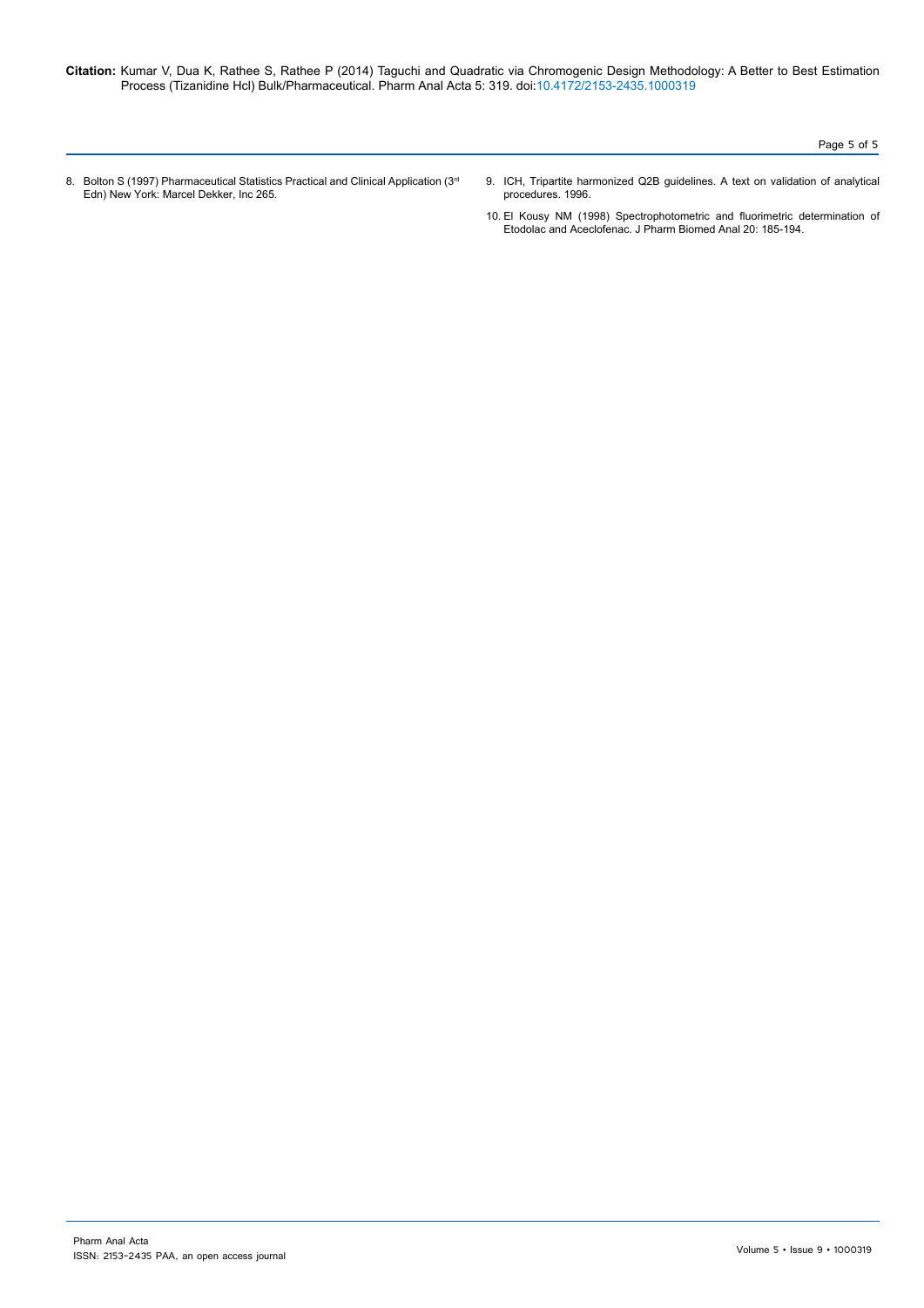8. Bolton S (1997) Pharmaceutical Statistics Practical and Clinical Application (3rd Edn) New York: Marcel Dekker, Inc 265.

9. ICH, Tripartite harmonized Q2B guidelines. A text on validation of analytical procedures. 1996.

10. El Kousy NM (1998) Spectrophotometric and fluorimetric determination of Etodolac and Aceclofenac. J Pharm Biomed Anal 20: 185-194.